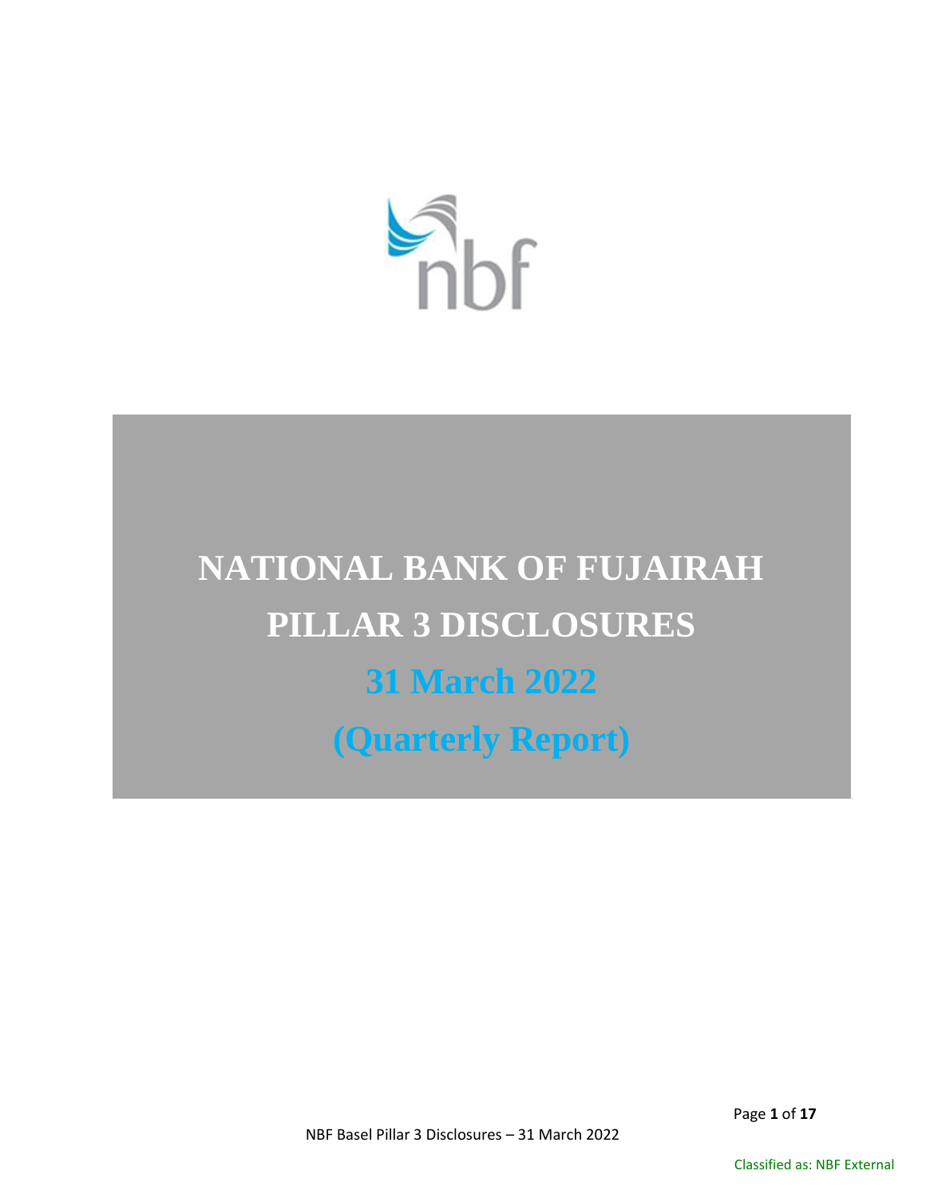# NATIONAL BANK OF FUJAIRAH

# PILLAR 3 DISCLOSURES

## 31 March 2022

## (Quarterly Report)

Classified as: NBF External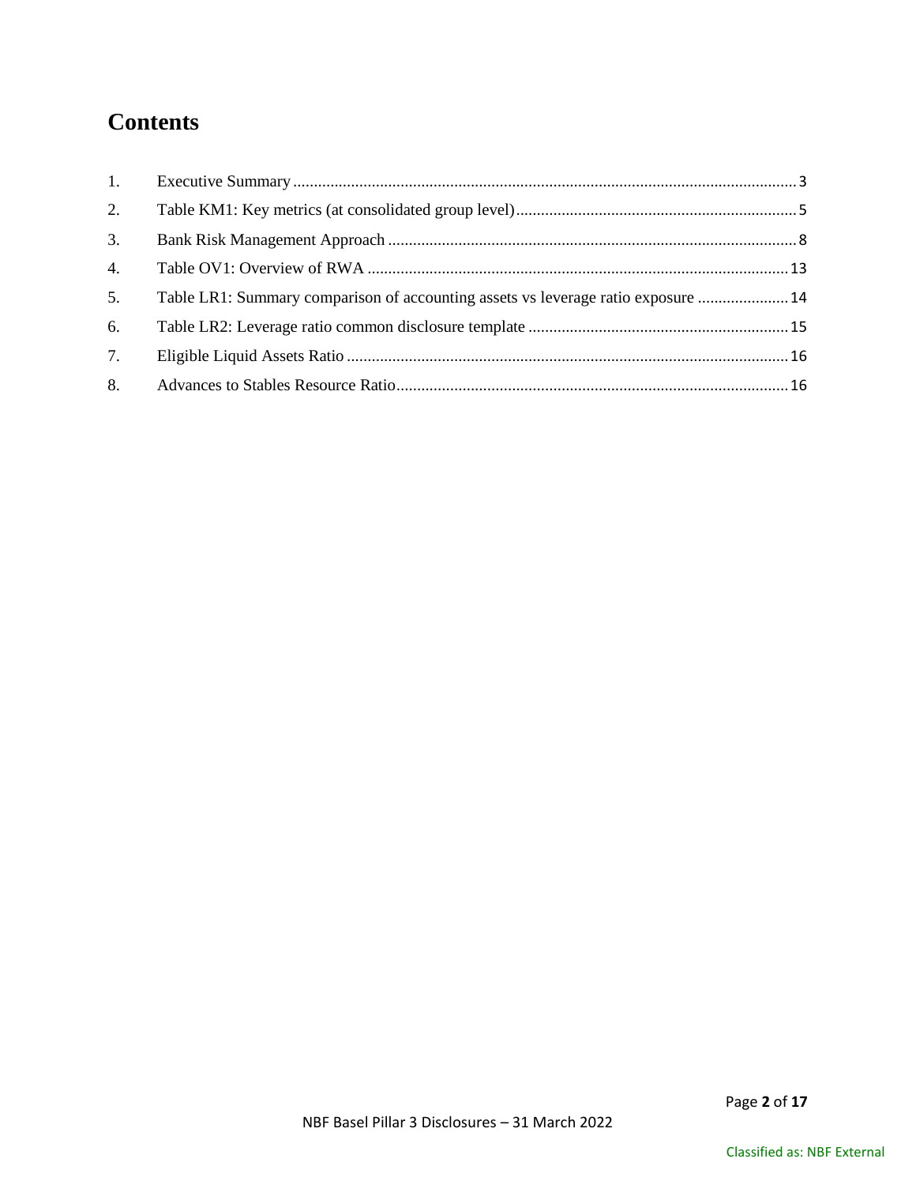# Contents

1. Executive Summary ........................................................................................................................... 3
2. Table KM1: Key metrics (at consolidated group level) .................................................................... 5
3. Bank Risk Management Approach ................................................................................................... 8
4. Table OV1: Overview of RWA ...................................................................................................... 13
5. Table LR1: Summary comparison of accounting assets vs leverage ratio exposure ...................... 14
6. Table LR2: Leverage ratio common disclosure template ............................................................... 15
7. Eligible Liquid Assets Ratio ........................................................................................................... 16
8. Advances to Stables Resource Ratio .............................................................................................. 16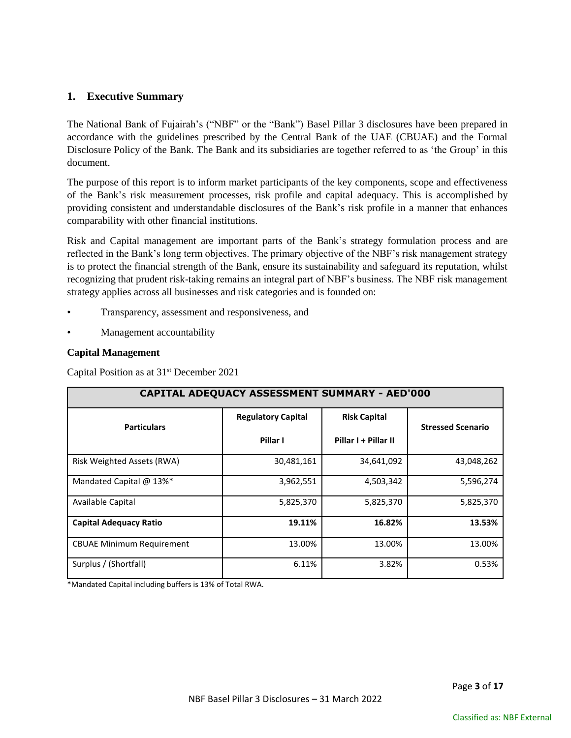## 1. Executive Summary

The National Bank of Fujairah's ("NBF" or the "Bank") Basel Pillar 3 disclosures have been prepared in accordance with the guidelines prescribed by the Central Bank of the UAE (CBUAE) and the Formal Disclosure Policy of the Bank. The Bank and its subsidiaries are together referred to as 'the Group' in this document.

The purpose of this report is to inform market participants of the key components, scope and effectiveness of the Bank's risk measurement processes, risk profile and capital adequacy. This is accomplished by providing consistent and understandable disclosures of the Bank's risk profile in a manner that enhances comparability with other financial institutions.

Risk and Capital management are important parts of the Bank's strategy formulation process and are reflected in the Bank's long term objectives. The primary objective of the NBF's risk management strategy is to protect the financial strength of the Bank, ensure its sustainability and safeguard its reputation, whilst recognizing that prudent risk-taking remains an integral part of NBF's business. The NBF risk management strategy applies across all businesses and risk categories and is founded on:

- Transparency, assessment and responsiveness, and
- Management accountability

**Capital Management**

Capital Position as at 31st December 2021

| CAPITAL ADEQUACY ASSESSMENT SUMMARY - AED'000 | | | |
|---|---|---|---|
| **Particulars** | **Regulatory Capital Pillar I** | **Risk Capital Pillar I + Pillar II** | **Stressed Scenario** |
| Risk Weighted Assets (RWA) | 30,481,161 | 34,641,092 | 43,048,262 |
| Mandated Capital @ 13%* | 3,962,551 | 4,503,342 | 5,596,274 |
| Available Capital | 5,825,370 | 5,825,370 | 5,825,370 |
| **Capital Adequacy Ratio** | **19.11%** | **16.82%** | **13.53%** |
| CBUAE Minimum Requirement | 13.00% | 13.00% | 13.00% |
| Surplus / (Shortfall) | 6.11% | 3.82% | 0.53% |

*Mandated Capital including buffers is 13% of Total RWA.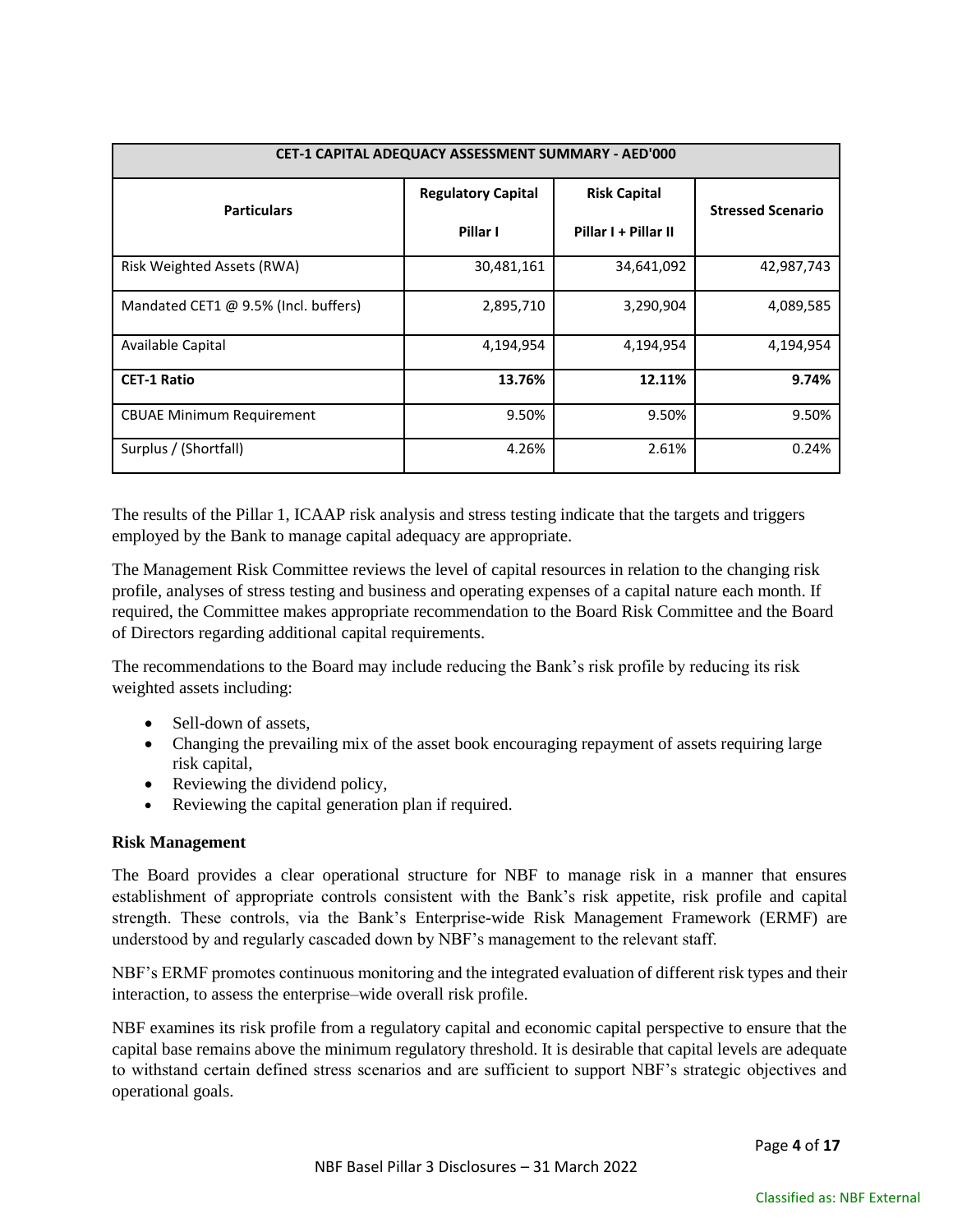| CET-1 CAPITAL ADEQUACY ASSESSMENT SUMMARY - AED'000 | | | |
|---|---|---|---|
| Particulars | Regulatory Capital<br>Pillar I | Risk Capital<br>Pillar I + Pillar II | Stressed Scenario |
| Risk Weighted Assets (RWA) | 30,481,161 | 34,641,092 | 42,987,743 |
| Mandated CET1 @ 9.5% (Incl. buffers) | 2,895,710 | 3,290,904 | 4,089,585 |
| Available Capital | 4,194,954 | 4,194,954 | 4,194,954 |
| **CET-1 Ratio** | **13.76%** | **12.11%** | **9.74%** |
| CBUAE Minimum Requirement | 9.50% | 9.50% | 9.50% |
| Surplus / (Shortfall) | 4.26% | 2.61% | 0.24% |

The results of the Pillar 1, ICAAP risk analysis and stress testing indicate that the targets and triggers employed by the Bank to manage capital adequacy are appropriate.

The Management Risk Committee reviews the level of capital resources in relation to the changing risk profile, analyses of stress testing and business and operating expenses of a capital nature each month. If required, the Committee makes appropriate recommendation to the Board Risk Committee and the Board of Directors regarding additional capital requirements.

The recommendations to the Board may include reducing the Bank's risk profile by reducing its risk weighted assets including:

- Sell-down of assets,
- Changing the prevailing mix of the asset book encouraging repayment of assets requiring large risk capital,
- Reviewing the dividend policy,
- Reviewing the capital generation plan if required.

**Risk Management**

The Board provides a clear operational structure for NBF to manage risk in a manner that ensures establishment of appropriate controls consistent with the Bank's risk appetite, risk profile and capital strength. These controls, via the Bank's Enterprise-wide Risk Management Framework (ERMF) are understood by and regularly cascaded down by NBF's management to the relevant staff.

NBF's ERMF promotes continuous monitoring and the integrated evaluation of different risk types and their interaction, to assess the enterprise–wide overall risk profile.

NBF examines its risk profile from a regulatory capital and economic capital perspective to ensure that the capital base remains above the minimum regulatory threshold. It is desirable that capital levels are adequate to withstand certain defined stress scenarios and are sufficient to support NBF's strategic objectives and operational goals.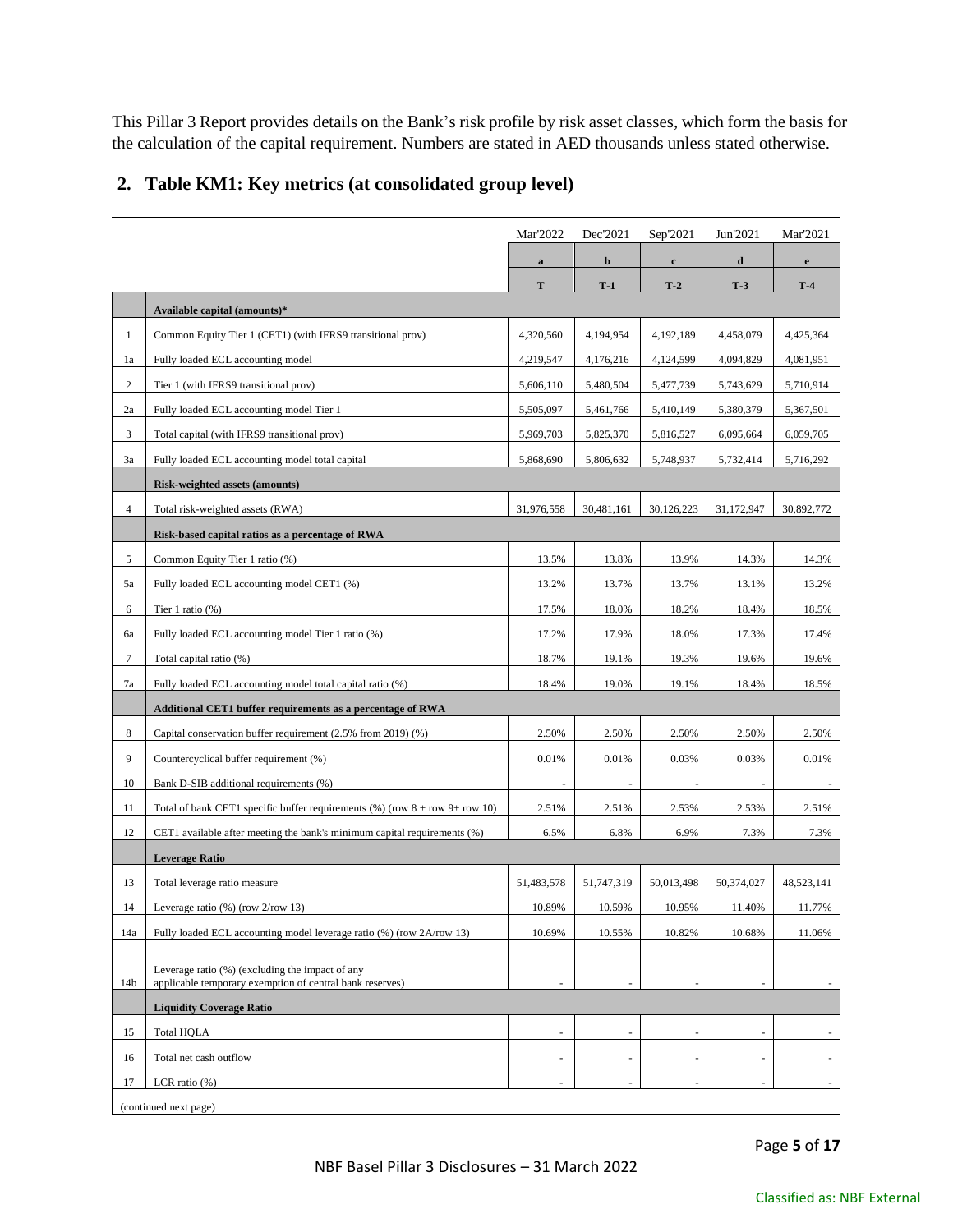This Pillar 3 Report provides details on the Bank's risk profile by risk asset classes, which form the basis for the calculation of the capital requirement. Numbers are stated in AED thousands unless stated otherwise.

## 2. Table KM1: Key metrics (at consolidated group level)

| | | Mar'2022 | Dec'2021 | Sep'2021 | Jun'2021 | Mar'2021 |
|---|---|---|---|---|---|---|
| | | a | b | c | d | e |
| | | T | T-1 | T-2 | T-3 | T-4 |
| | **Available capital (amounts)*** | | | | | |
| 1 | Common Equity Tier 1 (CET1) (with IFRS9 transitional prov) | 4,320,560 | 4,194,954 | 4,192,189 | 4,458,079 | 4,425,364 |
| 1a | Fully loaded ECL accounting model | 4,219,547 | 4,176,216 | 4,124,599 | 4,094,829 | 4,081,951 |
| 2 | Tier 1 (with IFRS9 transitional prov) | 5,606,110 | 5,480,504 | 5,477,739 | 5,743,629 | 5,710,914 |
| 2a | Fully loaded ECL accounting model Tier 1 | 5,505,097 | 5,461,766 | 5,410,149 | 5,380,379 | 5,367,501 |
| 3 | Total capital (with IFRS9 transitional prov) | 5,969,703 | 5,825,370 | 5,816,527 | 6,095,664 | 6,059,705 |
| 3a | Fully loaded ECL accounting model total capital | 5,868,690 | 5,806,632 | 5,748,937 | 5,732,414 | 5,716,292 |
| | **Risk-weighted assets (amounts)** | | | | | |
| 4 | Total risk-weighted assets (RWA) | 31,976,558 | 30,481,161 | 30,126,223 | 31,172,947 | 30,892,772 |
| | **Risk-based capital ratios as a percentage of RWA** | | | | | |
| 5 | Common Equity Tier 1 ratio (%) | 13.5% | 13.8% | 13.9% | 14.3% | 14.3% |
| 5a | Fully loaded ECL accounting model CET1 (%) | 13.2% | 13.7% | 13.7% | 13.1% | 13.2% |
| 6 | Tier 1 ratio (%) | 17.5% | 18.0% | 18.2% | 18.4% | 18.5% |
| 6a | Fully loaded ECL accounting model Tier 1 ratio (%) | 17.2% | 17.9% | 18.0% | 17.3% | 17.4% |
| 7 | Total capital ratio (%) | 18.7% | 19.1% | 19.3% | 19.6% | 19.6% |
| 7a | Fully loaded ECL accounting model total capital ratio (%) | 18.4% | 19.0% | 19.1% | 18.4% | 18.5% |
| | **Additional CET1 buffer requirements as a percentage of RWA** | | | | | |
| 8 | Capital conservation buffer requirement (2.5% from 2019) (%) | 2.50% | 2.50% | 2.50% | 2.50% | 2.50% |
| 9 | Countercyclical buffer requirement (%) | 0.01% | 0.01% | 0.03% | 0.03% | 0.01% |
| 10 | Bank D-SIB additional requirements (%) | - | - | - | - | - |
| 11 | Total of bank CET1 specific buffer requirements (%) (row 8 + row 9+ row 10) | 2.51% | 2.51% | 2.53% | 2.53% | 2.51% |
| 12 | CET1 available after meeting the bank's minimum capital requirements (%) | 6.5% | 6.8% | 6.9% | 7.3% | 7.3% |
| | **Leverage Ratio** | | | | | |
| 13 | Total leverage ratio measure | 51,483,578 | 51,747,319 | 50,013,498 | 50,374,027 | 48,523,141 |
| 14 | Leverage ratio (%) (row 2/row 13) | 10.89% | 10.59% | 10.95% | 11.40% | 11.77% |
| 14a | Fully loaded ECL accounting model leverage ratio (%) (row 2A/row 13) | 10.69% | 10.55% | 10.82% | 10.68% | 11.06% |
| 14b | Leverage ratio (%) (excluding the impact of any applicable temporary exemption of central bank reserves) | - | - | - | - | - |
| | **Liquidity Coverage Ratio** | | | | | |
| 15 | Total HQLA | - | - | - | - | - |
| 16 | Total net cash outflow | - | - | - | - | - |
| 17 | LCR ratio (%) | - | - | - | - | - |

(continued next page)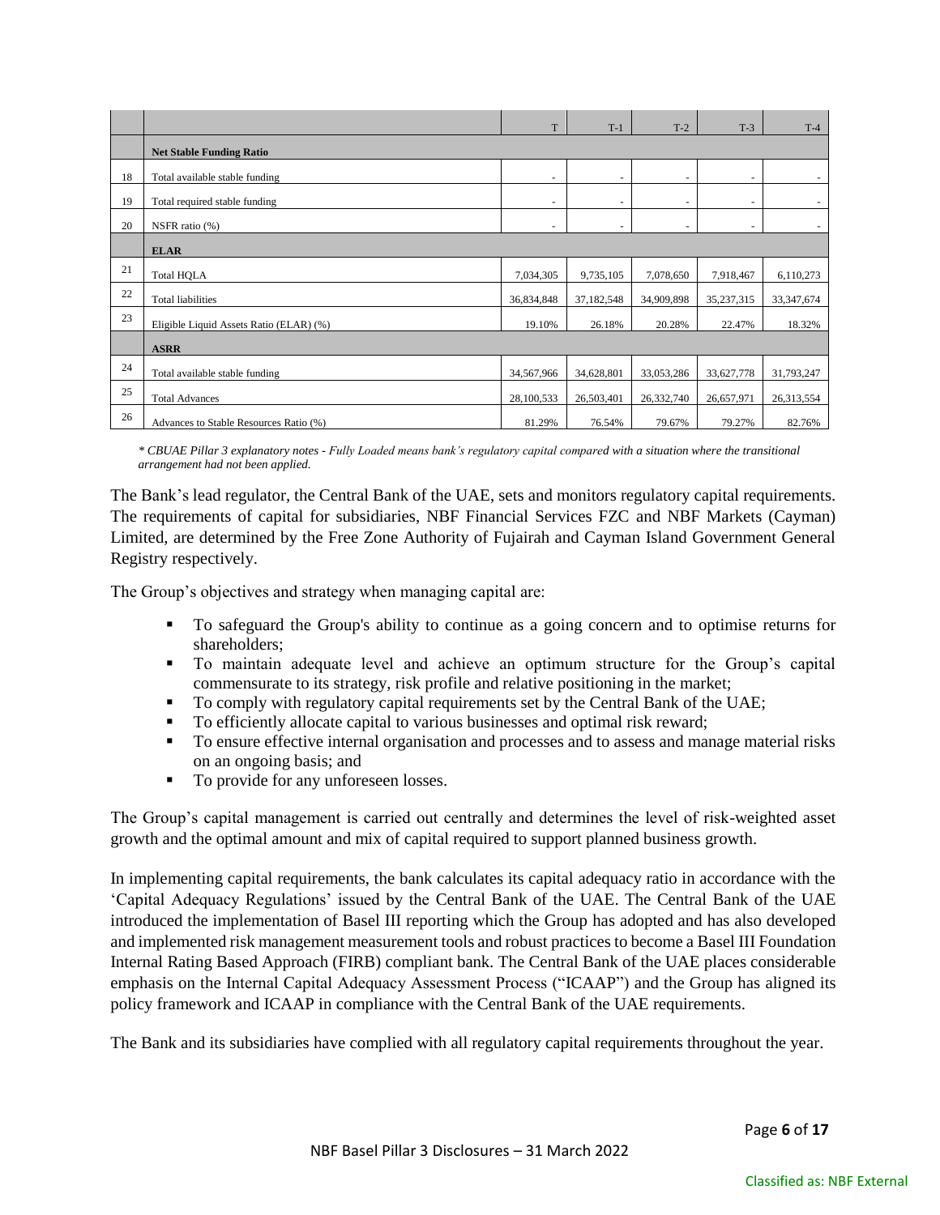| | | T | T-1 | T-2 | T-3 | T-4 |
|---|---|---|---|---|---|---|
| | **Net Stable Funding Ratio** | | | | | |
| 18 | Total available stable funding | - | - | - | - | - |
| 19 | Total required stable funding | - | - | - | - | - |
| 20 | NSFR ratio (%) | - | - | - | - | - |
| | **ELAR** | | | | | |
| 21 | Total HQLA | 7,034,305 | 9,735,105 | 7,078,650 | 7,918,467 | 6,110,273 |
| 22 | Total liabilities | 36,834,848 | 37,182,548 | 34,909,898 | 35,237,315 | 33,347,674 |
| 23 | Eligible Liquid Assets Ratio (ELAR) (%) | 19.10% | 26.18% | 20.28% | 22.47% | 18.32% |
| | **ASRR** | | | | | |
| 24 | Total available stable funding | 34,567,966 | 34,628,801 | 33,053,286 | 33,627,778 | 31,793,247 |
| 25 | Total Advances | 28,100,533 | 26,503,401 | 26,332,740 | 26,657,971 | 26,313,554 |
| 26 | Advances to Stable Resources Ratio (%) | 81.29% | 76.54% | 79.67% | 79.27% | 82.76% |

*\* CBUAE Pillar 3 explanatory notes - Fully Loaded means bank's regulatory capital compared with a situation where the transitional arrangement had not been applied.*

The Bank's lead regulator, the Central Bank of the UAE, sets and monitors regulatory capital requirements. The requirements of capital for subsidiaries, NBF Financial Services FZC and NBF Markets (Cayman) Limited, are determined by the Free Zone Authority of Fujairah and Cayman Island Government General Registry respectively.

The Group's objectives and strategy when managing capital are:

- To safeguard the Group's ability to continue as a going concern and to optimise returns for shareholders;
- To maintain adequate level and achieve an optimum structure for the Group's capital commensurate to its strategy, risk profile and relative positioning in the market;
- To comply with regulatory capital requirements set by the Central Bank of the UAE;
- To efficiently allocate capital to various businesses and optimal risk reward;
- To ensure effective internal organisation and processes and to assess and manage material risks on an ongoing basis; and
- To provide for any unforeseen losses.

The Group's capital management is carried out centrally and determines the level of risk-weighted asset growth and the optimal amount and mix of capital required to support planned business growth.

In implementing capital requirements, the bank calculates its capital adequacy ratio in accordance with the 'Capital Adequacy Regulations' issued by the Central Bank of the UAE. The Central Bank of the UAE introduced the implementation of Basel III reporting which the Group has adopted and has also developed and implemented risk management measurement tools and robust practices to become a Basel III Foundation Internal Rating Based Approach (FIRB) compliant bank. The Central Bank of the UAE places considerable emphasis on the Internal Capital Adequacy Assessment Process ("ICAAP") and the Group has aligned its policy framework and ICAAP in compliance with the Central Bank of the UAE requirements.

The Bank and its subsidiaries have complied with all regulatory capital requirements throughout the year.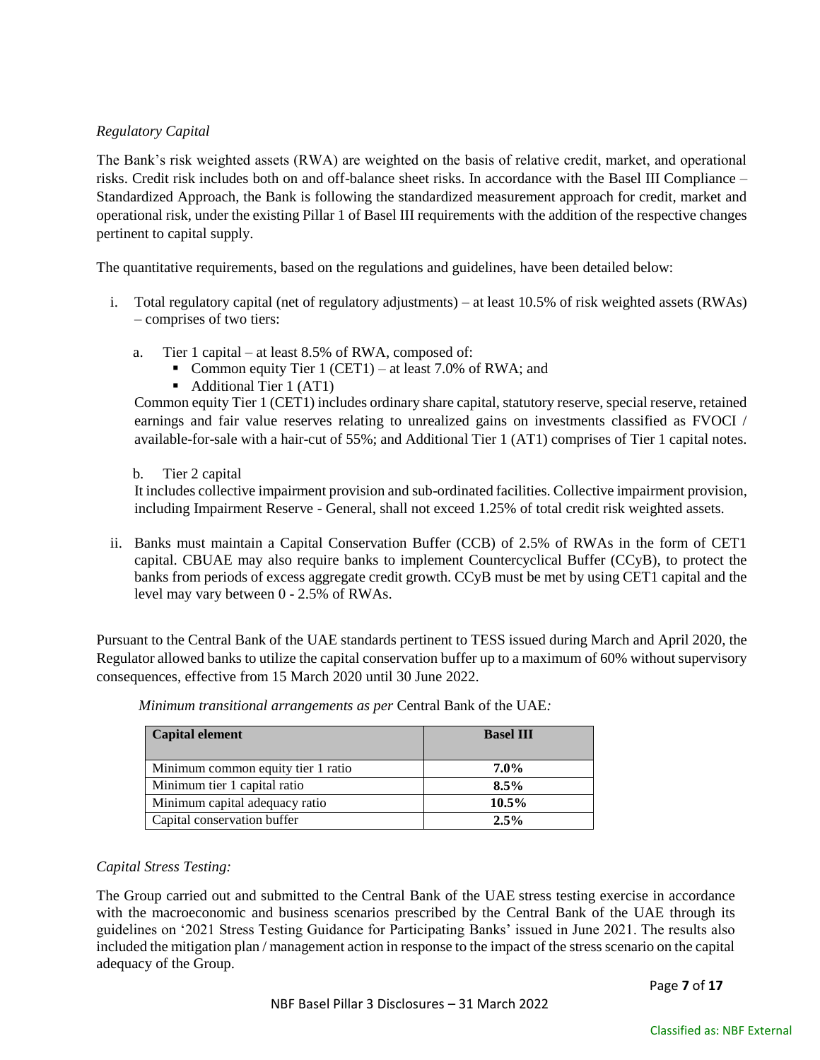*Regulatory Capital*

The Bank's risk weighted assets (RWA) are weighted on the basis of relative credit, market, and operational risks. Credit risk includes both on and off-balance sheet risks. In accordance with the Basel III Compliance – Standardized Approach, the Bank is following the standardized measurement approach for credit, market and operational risk, under the existing Pillar 1 of Basel III requirements with the addition of the respective changes pertinent to capital supply.

The quantitative requirements, based on the regulations and guidelines, have been detailed below:

i. Total regulatory capital (net of regulatory adjustments) – at least 10.5% of risk weighted assets (RWAs) – comprises of two tiers:

   a. Tier 1 capital – at least 8.5% of RWA, composed of:
      - Common equity Tier 1 (CET1) – at least 7.0% of RWA; and
      - Additional Tier 1 (AT1)

   Common equity Tier 1 (CET1) includes ordinary share capital, statutory reserve, special reserve, retained earnings and fair value reserves relating to unrealized gains on investments classified as FVOCI / available-for-sale with a hair-cut of 55%; and Additional Tier 1 (AT1) comprises of Tier 1 capital notes.

   b. Tier 2 capital

   It includes collective impairment provision and sub-ordinated facilities. Collective impairment provision, including Impairment Reserve - General, shall not exceed 1.25% of total credit risk weighted assets.

ii. Banks must maintain a Capital Conservation Buffer (CCB) of 2.5% of RWAs in the form of CET1 capital. CBUAE may also require banks to implement Countercyclical Buffer (CCyB), to protect the banks from periods of excess aggregate credit growth. CCyB must be met by using CET1 capital and the level may vary between 0 - 2.5% of RWAs.

Pursuant to the Central Bank of the UAE standards pertinent to TESS issued during March and April 2020, the Regulator allowed banks to utilize the capital conservation buffer up to a maximum of 60% without supervisory consequences, effective from 15 March 2020 until 30 June 2022.

*Minimum transitional arrangements as per* Central Bank of the UAE*:*

| Capital element | Basel III |
|---|---|
| Minimum common equity tier 1 ratio | **7.0%** |
| Minimum tier 1 capital ratio | **8.5%** |
| Minimum capital adequacy ratio | **10.5%** |
| Capital conservation buffer | **2.5%** |

*Capital Stress Testing:*

The Group carried out and submitted to the Central Bank of the UAE stress testing exercise in accordance with the macroeconomic and business scenarios prescribed by the Central Bank of the UAE through its guidelines on '2021 Stress Testing Guidance for Participating Banks' issued in June 2021. The results also included the mitigation plan / management action in response to the impact of the stress scenario on the capital adequacy of the Group.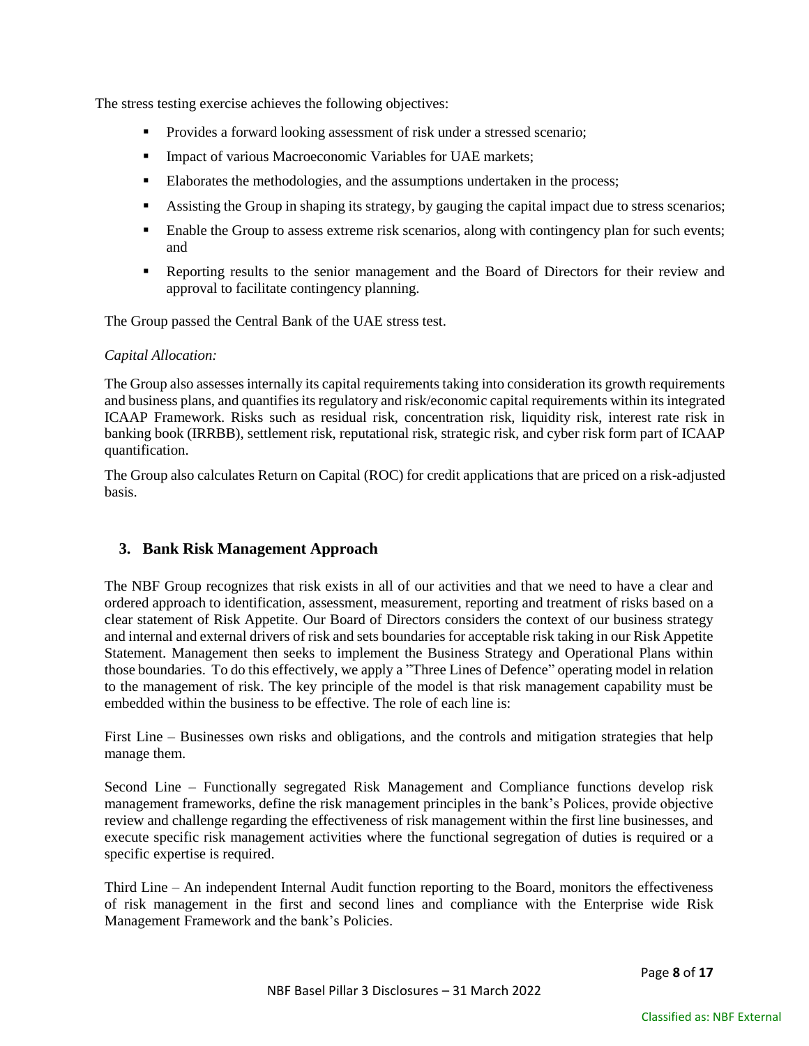The stress testing exercise achieves the following objectives:

- Provides a forward looking assessment of risk under a stressed scenario;
- Impact of various Macroeconomic Variables for UAE markets;
- Elaborates the methodologies, and the assumptions undertaken in the process;
- Assisting the Group in shaping its strategy, by gauging the capital impact due to stress scenarios;
- Enable the Group to assess extreme risk scenarios, along with contingency plan for such events; and
- Reporting results to the senior management and the Board of Directors for their review and approval to facilitate contingency planning.

The Group passed the Central Bank of the UAE stress test.

*Capital Allocation:*

The Group also assesses internally its capital requirements taking into consideration its growth requirements and business plans, and quantifies its regulatory and risk/economic capital requirements within its integrated ICAAP Framework. Risks such as residual risk, concentration risk, liquidity risk, interest rate risk in banking book (IRRBB), settlement risk, reputational risk, strategic risk, and cyber risk form part of ICAAP quantification.

The Group also calculates Return on Capital (ROC) for credit applications that are priced on a risk-adjusted basis.

## 3. Bank Risk Management Approach

The NBF Group recognizes that risk exists in all of our activities and that we need to have a clear and ordered approach to identification, assessment, measurement, reporting and treatment of risks based on a clear statement of Risk Appetite. Our Board of Directors considers the context of our business strategy and internal and external drivers of risk and sets boundaries for acceptable risk taking in our Risk Appetite Statement. Management then seeks to implement the Business Strategy and Operational Plans within those boundaries. To do this effectively, we apply a "Three Lines of Defence" operating model in relation to the management of risk. The key principle of the model is that risk management capability must be embedded within the business to be effective. The role of each line is:

First Line – Businesses own risks and obligations, and the controls and mitigation strategies that help manage them.

Second Line – Functionally segregated Risk Management and Compliance functions develop risk management frameworks, define the risk management principles in the bank's Polices, provide objective review and challenge regarding the effectiveness of risk management within the first line businesses, and execute specific risk management activities where the functional segregation of duties is required or a specific expertise is required.

Third Line – An independent Internal Audit function reporting to the Board, monitors the effectiveness of risk management in the first and second lines and compliance with the Enterprise wide Risk Management Framework and the bank's Policies.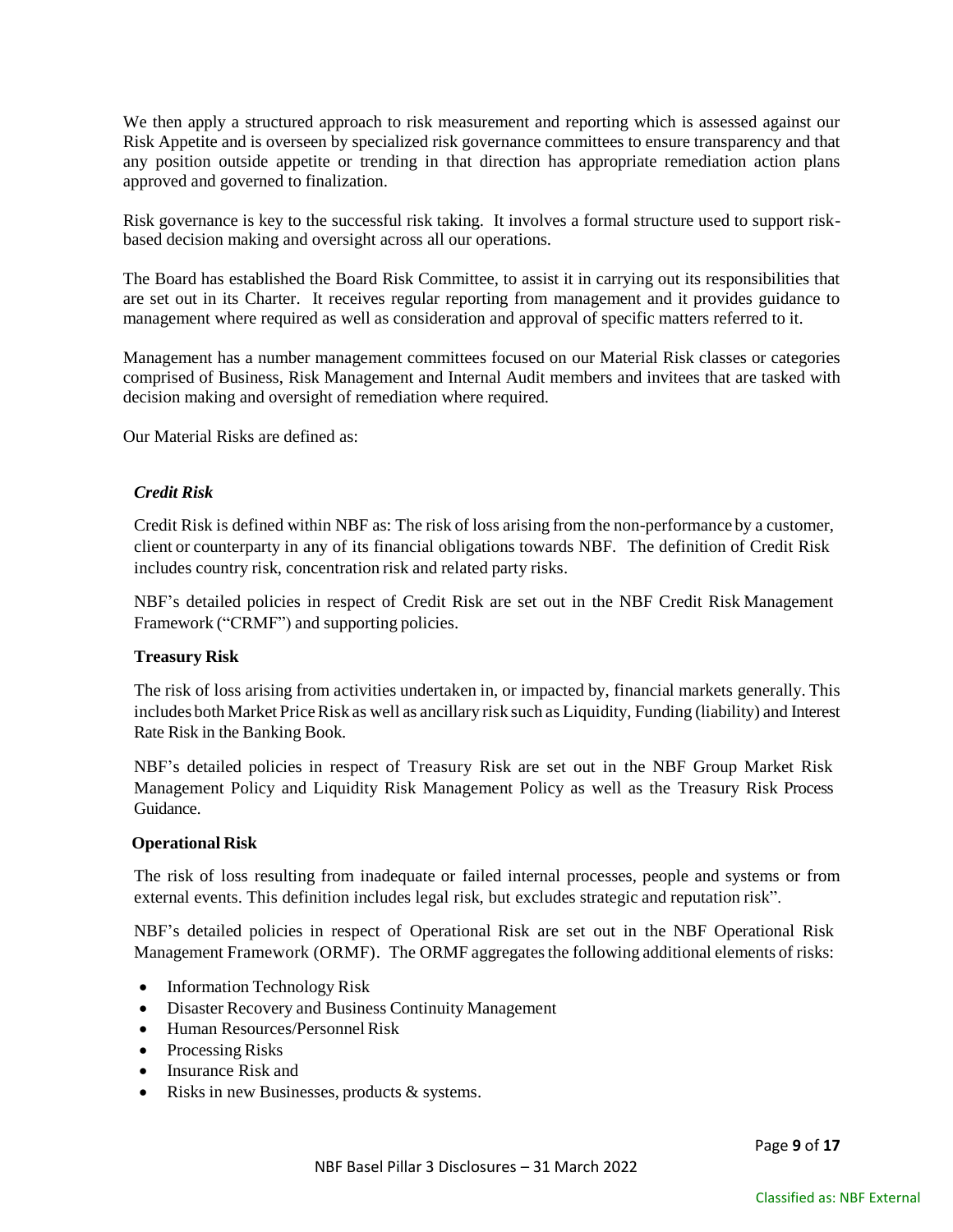We then apply a structured approach to risk measurement and reporting which is assessed against our Risk Appetite and is overseen by specialized risk governance committees to ensure transparency and that any position outside appetite or trending in that direction has appropriate remediation action plans approved and governed to finalization.

Risk governance is key to the successful risk taking. It involves a formal structure used to support risk-based decision making and oversight across all our operations.

The Board has established the Board Risk Committee, to assist it in carrying out its responsibilities that are set out in its Charter. It receives regular reporting from management and it provides guidance to management where required as well as consideration and approval of specific matters referred to it.

Management has a number management committees focused on our Material Risk classes or categories comprised of Business, Risk Management and Internal Audit members and invitees that are tasked with decision making and oversight of remediation where required.

Our Material Risks are defined as:

***Credit Risk***

Credit Risk is defined within NBF as: The risk of loss arising from the non-performance by a customer, client or counterparty in any of its financial obligations towards NBF. The definition of Credit Risk includes country risk, concentration risk and related party risks.

NBF's detailed policies in respect of Credit Risk are set out in the NBF Credit Risk Management Framework ("CRMF") and supporting policies.

**Treasury Risk**

The risk of loss arising from activities undertaken in, or impacted by, financial markets generally. This includes both Market Price Risk as well as ancillary risk such as Liquidity, Funding (liability) and Interest Rate Risk in the Banking Book.

NBF's detailed policies in respect of Treasury Risk are set out in the NBF Group Market Risk Management Policy and Liquidity Risk Management Policy as well as the Treasury Risk Process Guidance.

**Operational Risk**

The risk of loss resulting from inadequate or failed internal processes, people and systems or from external events. This definition includes legal risk, but excludes strategic and reputation risk".

NBF's detailed policies in respect of Operational Risk are set out in the NBF Operational Risk Management Framework (ORMF). The ORMF aggregates the following additional elements of risks:

- Information Technology Risk
- Disaster Recovery and Business Continuity Management
- Human Resources/Personnel Risk
- Processing Risks
- Insurance Risk and
- Risks in new Businesses, products & systems.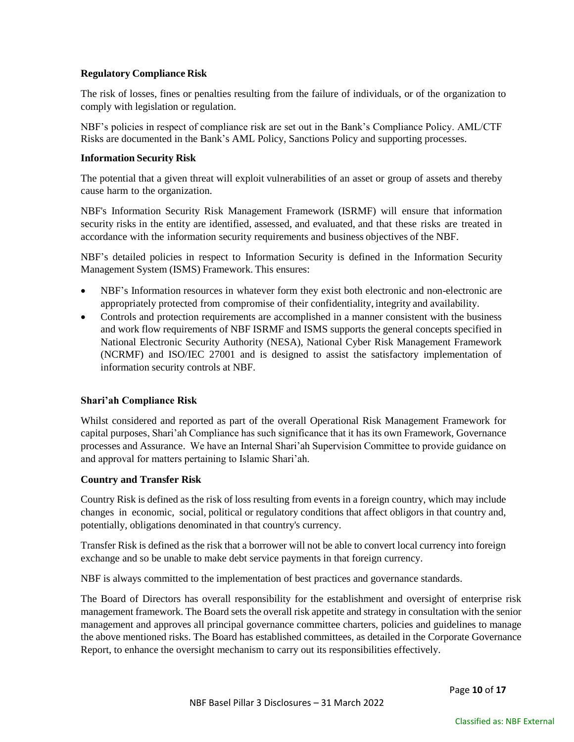**Regulatory Compliance Risk**

The risk of losses, fines or penalties resulting from the failure of individuals, or of the organization to comply with legislation or regulation.

NBF's policies in respect of compliance risk are set out in the Bank's Compliance Policy. AML/CTF Risks are documented in the Bank's AML Policy, Sanctions Policy and supporting processes.

**Information Security Risk**

The potential that a given threat will exploit vulnerabilities of an asset or group of assets and thereby cause harm to the organization.

NBF's Information Security Risk Management Framework (ISRMF) will ensure that information security risks in the entity are identified, assessed, and evaluated, and that these risks are treated in accordance with the information security requirements and business objectives of the NBF.

NBF's detailed policies in respect to Information Security is defined in the Information Security Management System (ISMS) Framework. This ensures:

- NBF's Information resources in whatever form they exist both electronic and non-electronic are appropriately protected from compromise of their confidentiality, integrity and availability.
- Controls and protection requirements are accomplished in a manner consistent with the business and work flow requirements of NBF ISRMF and ISMS supports the general concepts specified in National Electronic Security Authority (NESA), National Cyber Risk Management Framework (NCRMF) and ISO/IEC 27001 and is designed to assist the satisfactory implementation of information security controls at NBF.

**Shari'ah Compliance Risk**

Whilst considered and reported as part of the overall Operational Risk Management Framework for capital purposes, Shari'ah Compliance has such significance that it has its own Framework, Governance processes and Assurance. We have an Internal Shari'ah Supervision Committee to provide guidance on and approval for matters pertaining to Islamic Shari'ah.

**Country and Transfer Risk**

Country Risk is defined as the risk of loss resulting from events in a foreign country, which may include changes in economic, social, political or regulatory conditions that affect obligors in that country and, potentially, obligations denominated in that country's currency.

Transfer Risk is defined as the risk that a borrower will not be able to convert local currency into foreign exchange and so be unable to make debt service payments in that foreign currency.

NBF is always committed to the implementation of best practices and governance standards.

The Board of Directors has overall responsibility for the establishment and oversight of enterprise risk management framework. The Board sets the overall risk appetite and strategy in consultation with the senior management and approves all principal governance committee charters, policies and guidelines to manage the above mentioned risks. The Board has established committees, as detailed in the Corporate Governance Report, to enhance the oversight mechanism to carry out its responsibilities effectively.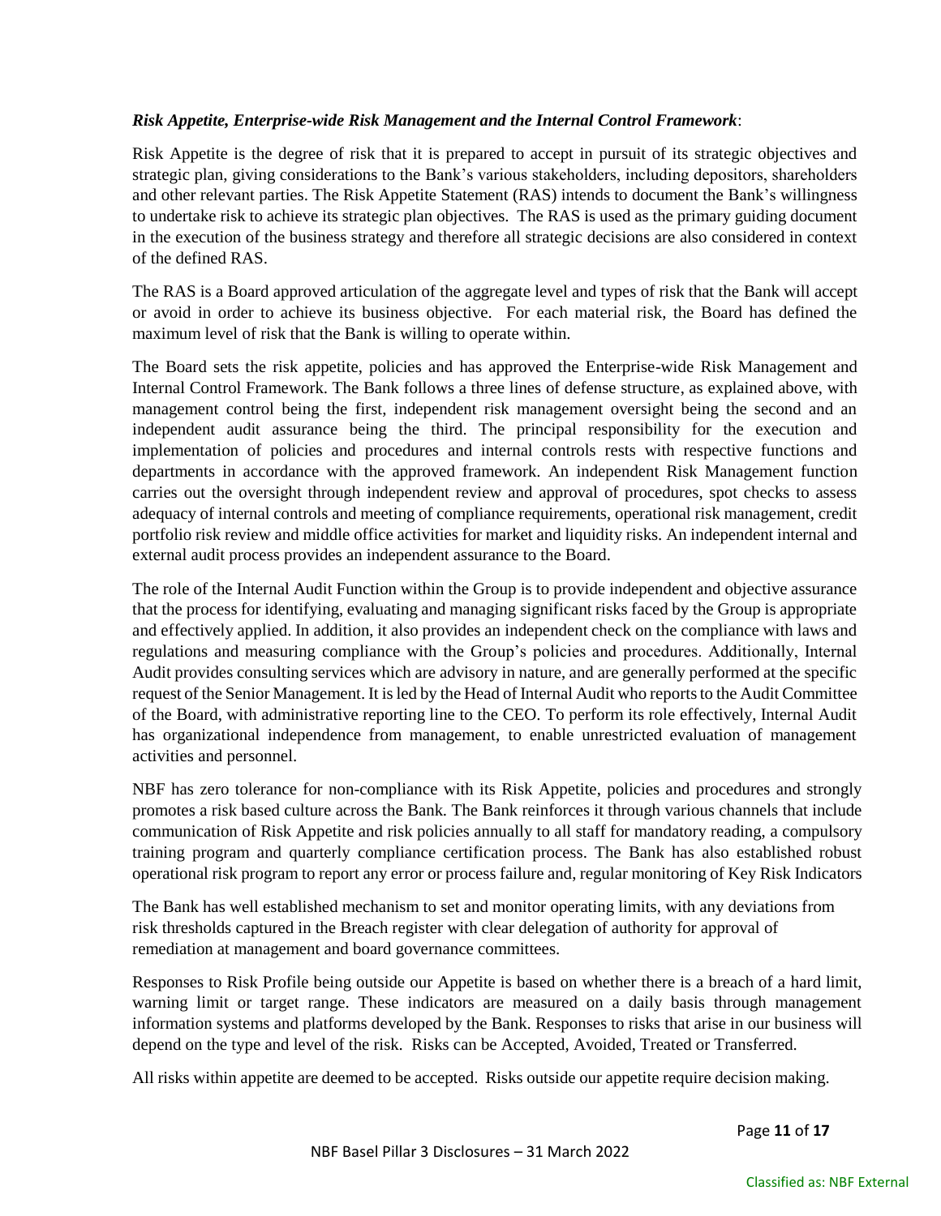***Risk Appetite, Enterprise-wide Risk Management and the Internal Control Framework***:

Risk Appetite is the degree of risk that it is prepared to accept in pursuit of its strategic objectives and strategic plan, giving considerations to the Bank's various stakeholders, including depositors, shareholders and other relevant parties. The Risk Appetite Statement (RAS) intends to document the Bank's willingness to undertake risk to achieve its strategic plan objectives. The RAS is used as the primary guiding document in the execution of the business strategy and therefore all strategic decisions are also considered in context of the defined RAS.

The RAS is a Board approved articulation of the aggregate level and types of risk that the Bank will accept or avoid in order to achieve its business objective. For each material risk, the Board has defined the maximum level of risk that the Bank is willing to operate within.

The Board sets the risk appetite, policies and has approved the Enterprise-wide Risk Management and Internal Control Framework. The Bank follows a three lines of defense structure, as explained above, with management control being the first, independent risk management oversight being the second and an independent audit assurance being the third. The principal responsibility for the execution and implementation of policies and procedures and internal controls rests with respective functions and departments in accordance with the approved framework. An independent Risk Management function carries out the oversight through independent review and approval of procedures, spot checks to assess adequacy of internal controls and meeting of compliance requirements, operational risk management, credit portfolio risk review and middle office activities for market and liquidity risks. An independent internal and external audit process provides an independent assurance to the Board.

The role of the Internal Audit Function within the Group is to provide independent and objective assurance that the process for identifying, evaluating and managing significant risks faced by the Group is appropriate and effectively applied. In addition, it also provides an independent check on the compliance with laws and regulations and measuring compliance with the Group's policies and procedures. Additionally, Internal Audit provides consulting services which are advisory in nature, and are generally performed at the specific request of the Senior Management. It is led by the Head of Internal Audit who reports to the Audit Committee of the Board, with administrative reporting line to the CEO. To perform its role effectively, Internal Audit has organizational independence from management, to enable unrestricted evaluation of management activities and personnel.

NBF has zero tolerance for non-compliance with its Risk Appetite, policies and procedures and strongly promotes a risk based culture across the Bank. The Bank reinforces it through various channels that include communication of Risk Appetite and risk policies annually to all staff for mandatory reading, a compulsory training program and quarterly compliance certification process. The Bank has also established robust operational risk program to report any error or process failure and, regular monitoring of Key Risk Indicators

The Bank has well established mechanism to set and monitor operating limits, with any deviations from risk thresholds captured in the Breach register with clear delegation of authority for approval of remediation at management and board governance committees.

Responses to Risk Profile being outside our Appetite is based on whether there is a breach of a hard limit, warning limit or target range. These indicators are measured on a daily basis through management information systems and platforms developed by the Bank. Responses to risks that arise in our business will depend on the type and level of the risk. Risks can be Accepted, Avoided, Treated or Transferred.

All risks within appetite are deemed to be accepted. Risks outside our appetite require decision making.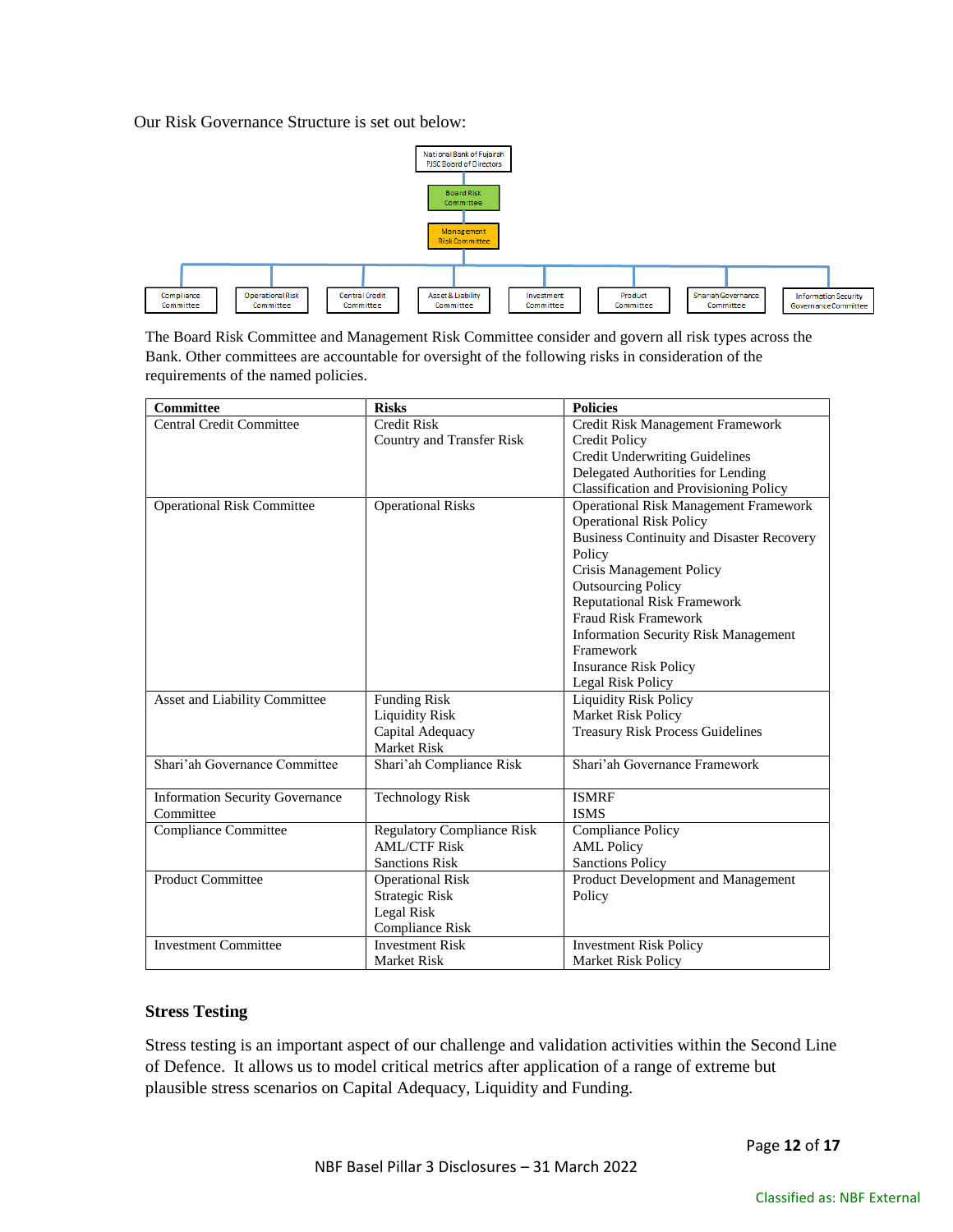Our Risk Governance Structure is set out below:

National Bank of Fujairah PJSC Board of Directors

Board Risk Committee

Management Risk Committee

Compliance Committee | Operational Risk Committee | Central Credit Committee | Asset & Liability Committee | Investment Committee | Product Committee | Shariah Governance Committee | Information Security Governance Committee

The Board Risk Committee and Management Risk Committee consider and govern all risk types across the Bank. Other committees are accountable for oversight of the following risks in consideration of the requirements of the named policies.

| Committee | Risks | Policies |
|---|---|---|
| Central Credit Committee | Credit Risk<br>Country and Transfer Risk | Credit Risk Management Framework<br>Credit Policy<br>Credit Underwriting Guidelines<br>Delegated Authorities for Lending<br>Classification and Provisioning Policy |
| Operational Risk Committee | Operational Risks | Operational Risk Management Framework<br>Operational Risk Policy<br>Business Continuity and Disaster Recovery Policy<br>Crisis Management Policy<br>Outsourcing Policy<br>Reputational Risk Framework<br>Fraud Risk Framework<br>Information Security Risk Management Framework<br>Insurance Risk Policy<br>Legal Risk Policy |
| Asset and Liability Committee | Funding Risk<br>Liquidity Risk<br>Capital Adequacy<br>Market Risk | Liquidity Risk Policy<br>Market Risk Policy<br>Treasury Risk Process Guidelines |
| Shari'ah Governance Committee | Shari'ah Compliance Risk | Shari'ah Governance Framework |
| Information Security Governance Committee | Technology Risk | ISMRF<br>ISMS |
| Compliance Committee | Regulatory Compliance Risk<br>AML/CTF Risk<br>Sanctions Risk | Compliance Policy<br>AML Policy<br>Sanctions Policy |
| Product Committee | Operational Risk<br>Strategic Risk<br>Legal Risk<br>Compliance Risk | Product Development and Management Policy |
| Investment Committee | Investment Risk<br>Market Risk | Investment Risk Policy<br>Market Risk Policy |

## Stress Testing

Stress testing is an important aspect of our challenge and validation activities within the Second Line of Defence. It allows us to model critical metrics after application of a range of extreme but plausible stress scenarios on Capital Adequacy, Liquidity and Funding.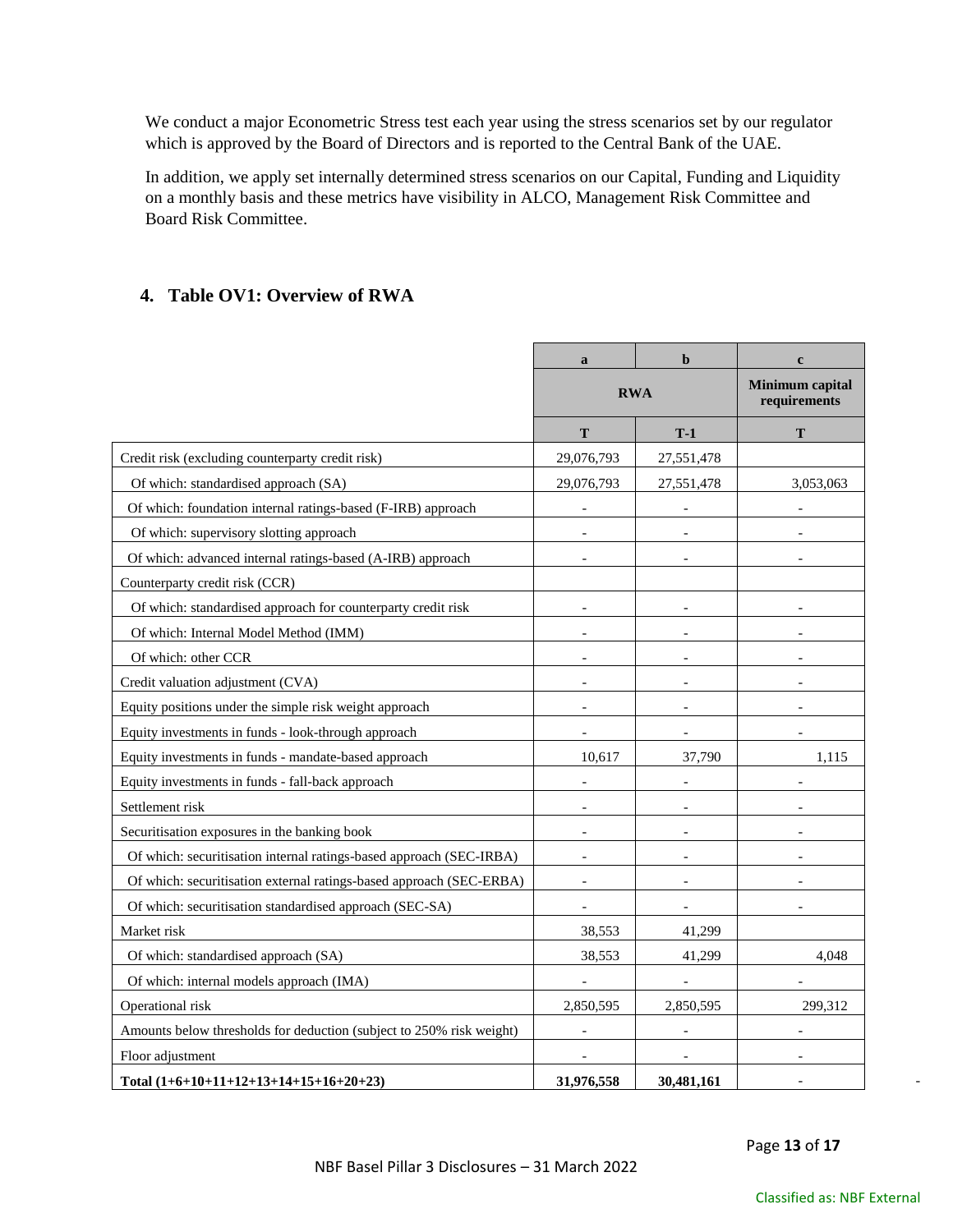We conduct a major Econometric Stress test each year using the stress scenarios set by our regulator which is approved by the Board of Directors and is reported to the Central Bank of the UAE.

In addition, we apply set internally determined stress scenarios on our Capital, Funding and Liquidity on a monthly basis and these metrics have visibility in ALCO, Management Risk Committee and Board Risk Committee.

## 4. Table OV1: Overview of RWA

| | a | b | c |
|---|---|---|---|
| | RWA | | Minimum capital requirements |
| | T | T-1 | T |
| Credit risk (excluding counterparty credit risk) | 29,076,793 | 27,551,478 | |
| Of which: standardised approach (SA) | 29,076,793 | 27,551,478 | 3,053,063 |
| Of which: foundation internal ratings-based (F-IRB) approach | - | - | - |
| Of which: supervisory slotting approach | - | - | - |
| Of which: advanced internal ratings-based (A-IRB) approach | - | - | - |
| Counterparty credit risk (CCR) | | | |
| Of which: standardised approach for counterparty credit risk | - | - | - |
| Of which: Internal Model Method (IMM) | - | - | - |
| Of which: other CCR | - | - | - |
| Credit valuation adjustment (CVA) | - | - | - |
| Equity positions under the simple risk weight approach | - | - | - |
| Equity investments in funds - look-through approach | - | - | - |
| Equity investments in funds - mandate-based approach | 10,617 | 37,790 | 1,115 |
| Equity investments in funds - fall-back approach | - | - | - |
| Settlement risk | - | - | - |
| Securitisation exposures in the banking book | - | - | - |
| Of which: securitisation internal ratings-based approach (SEC-IRBA) | - | - | - |
| Of which: securitisation external ratings-based approach (SEC-ERBA) | - | - | - |
| Of which: securitisation standardised approach (SEC-SA) | - | - | - |
| Market risk | 38,553 | 41,299 | |
| Of which: standardised approach (SA) | 38,553 | 41,299 | 4,048 |
| Of which: internal models approach (IMA) | - | - | - |
| Operational risk | 2,850,595 | 2,850,595 | 299,312 |
| Amounts below thresholds for deduction (subject to 250% risk weight) | - | - | - |
| Floor adjustment | - | - | - |
| **Total (1+6+10+11+12+13+14+15+16+20+23)** | **31,976,558** | **30,481,161** | - |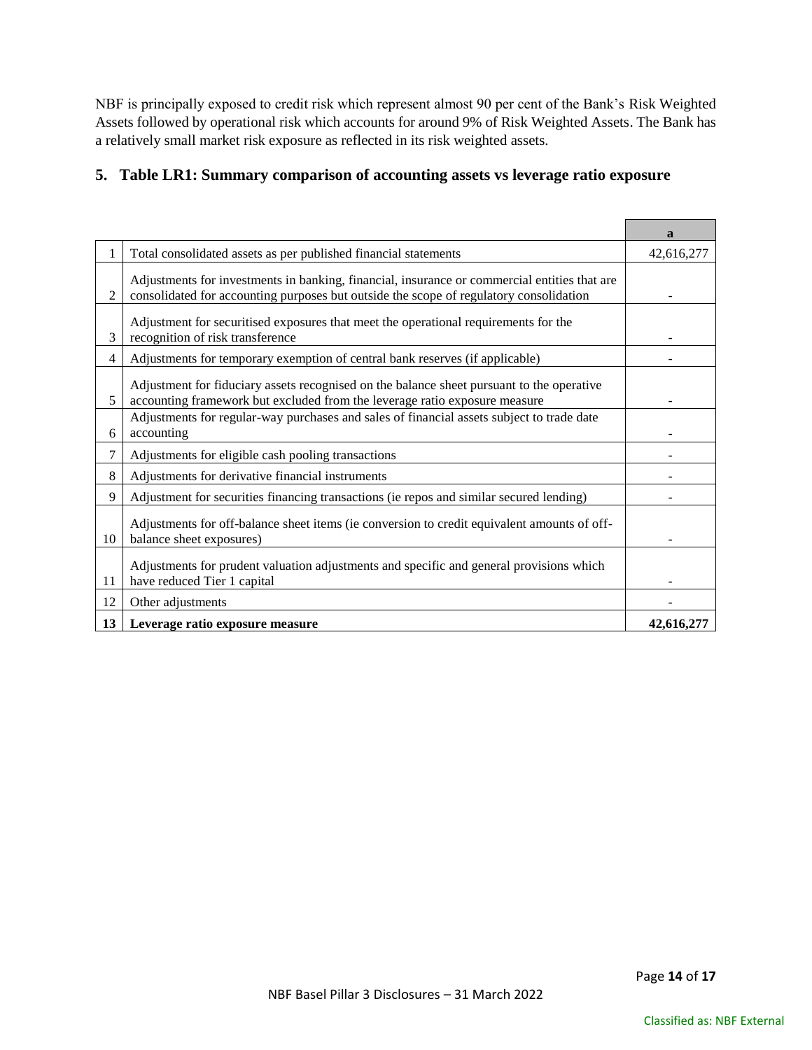NBF is principally exposed to credit risk which represent almost 90 per cent of the Bank's Risk Weighted Assets followed by operational risk which accounts for around 9% of Risk Weighted Assets. The Bank has a relatively small market risk exposure as reflected in its risk weighted assets.

## 5. Table LR1: Summary comparison of accounting assets vs leverage ratio exposure

| | | a |
|---|---|---|
| 1 | Total consolidated assets as per published financial statements | 42,616,277 |
| 2 | Adjustments for investments in banking, financial, insurance or commercial entities that are consolidated for accounting purposes but outside the scope of regulatory consolidation | - |
| 3 | Adjustment for securitised exposures that meet the operational requirements for the recognition of risk transference | - |
| 4 | Adjustments for temporary exemption of central bank reserves (if applicable) | - |
| 5 | Adjustment for fiduciary assets recognised on the balance sheet pursuant to the operative accounting framework but excluded from the leverage ratio exposure measure | - |
| 6 | Adjustments for regular-way purchases and sales of financial assets subject to trade date accounting | - |
| 7 | Adjustments for eligible cash pooling transactions | - |
| 8 | Adjustments for derivative financial instruments | - |
| 9 | Adjustment for securities financing transactions (ie repos and similar secured lending) | - |
| 10 | Adjustments for off-balance sheet items (ie conversion to credit equivalent amounts of off-balance sheet exposures) | - |
| 11 | Adjustments for prudent valuation adjustments and specific and general provisions which have reduced Tier 1 capital | - |
| 12 | Other adjustments | - |
| **13** | **Leverage ratio exposure measure** | **42,616,277** |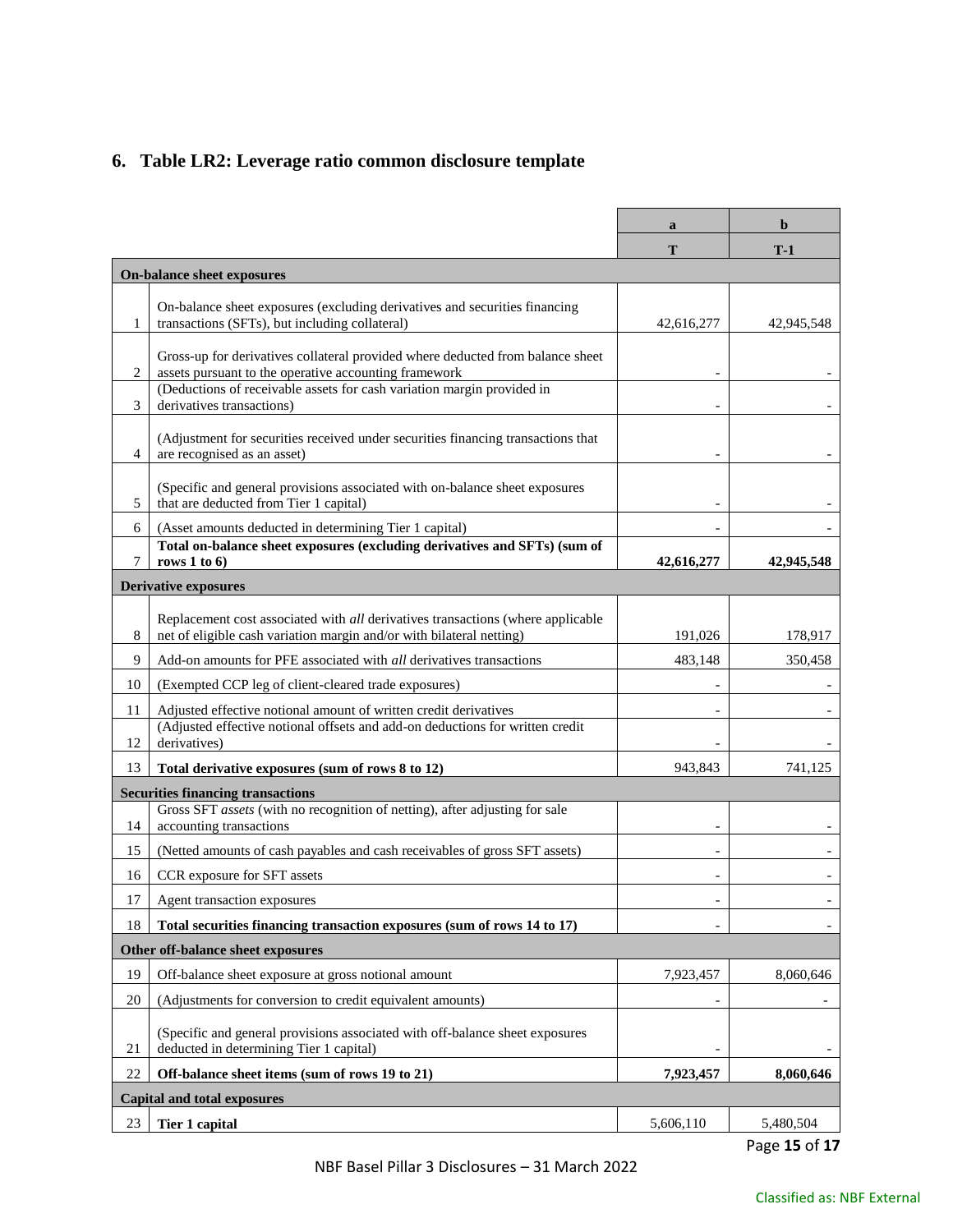## 6. Table LR2: Leverage ratio common disclosure template

| | | a | b |
|---|---|---|---|
| | | **T** | **T-1** |
| | **On-balance sheet exposures** | | |
| 1 | On-balance sheet exposures (excluding derivatives and securities financing transactions (SFTs), but including collateral) | 42,616,277 | 42,945,548 |
| 2 | Gross-up for derivatives collateral provided where deducted from balance sheet assets pursuant to the operative accounting framework | - | - |
| 3 | (Deductions of receivable assets for cash variation margin provided in derivatives transactions) | - | - |
| 4 | (Adjustment for securities received under securities financing transactions that are recognised as an asset) | - | - |
| 5 | (Specific and general provisions associated with on-balance sheet exposures that are deducted from Tier 1 capital) | - | - |
| 6 | (Asset amounts deducted in determining Tier 1 capital) | - | - |
| 7 | **Total on-balance sheet exposures (excluding derivatives and SFTs) (sum of rows 1 to 6)** | **42,616,277** | **42,945,548** |
| | **Derivative exposures** | | |
| 8 | Replacement cost associated with *all* derivatives transactions (where applicable net of eligible cash variation margin and/or with bilateral netting) | 191,026 | 178,917 |
| 9 | Add-on amounts for PFE associated with *all* derivatives transactions | 483,148 | 350,458 |
| 10 | (Exempted CCP leg of client-cleared trade exposures) | - | - |
| 11 | Adjusted effective notional amount of written credit derivatives | - | - |
| 12 | (Adjusted effective notional offsets and add-on deductions for written credit derivatives) | - | - |
| 13 | **Total derivative exposures (sum of rows 8 to 12)** | 943,843 | 741,125 |
| | **Securities financing transactions** | | |
| 14 | Gross SFT *assets* (with no recognition of netting), after adjusting for sale accounting transactions | - | - |
| 15 | (Netted amounts of cash payables and cash receivables of gross SFT assets) | - | - |
| 16 | CCR exposure for SFT assets | - | - |
| 17 | Agent transaction exposures | - | - |
| 18 | **Total securities financing transaction exposures (sum of rows 14 to 17)** | - | - |
| | **Other off-balance sheet exposures** | | |
| 19 | Off-balance sheet exposure at gross notional amount | 7,923,457 | 8,060,646 |
| 20 | (Adjustments for conversion to credit equivalent amounts) | - | - |
| 21 | (Specific and general provisions associated with off-balance sheet exposures deducted in determining Tier 1 capital) | - | - |
| 22 | **Off-balance sheet items (sum of rows 19 to 21)** | **7,923,457** | **8,060,646** |
| | **Capital and total exposures** | | |
| 23 | **Tier 1 capital** | 5,606,110 | 5,480,504 |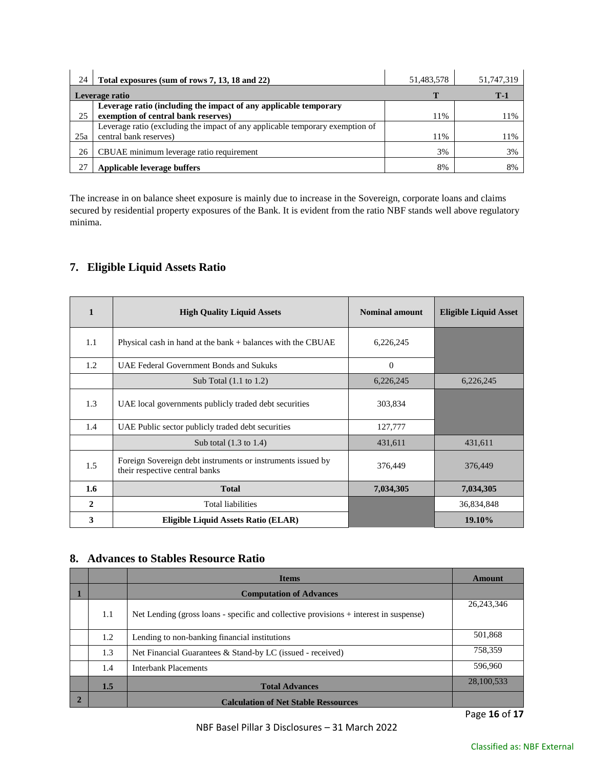| 24 | **Total exposures (sum of rows 7, 13, 18 and 22)** | 51,483,578 | 51,747,319 |
|---|---|---|---|
| **Leverage ratio** | | **T** | **T-1** |
| 25 | **Leverage ratio (including the impact of any applicable temporary exemption of central bank reserves)** | 11% | 11% |
| 25a | Leverage ratio (excluding the impact of any applicable temporary exemption of central bank reserves) | 11% | 11% |
| 26 | CBUAE minimum leverage ratio requirement | 3% | 3% |
| 27 | **Applicable leverage buffers** | 8% | 8% |

The increase in on balance sheet exposure is mainly due to increase in the Sovereign, corporate loans and claims secured by residential property exposures of the Bank. It is evident from the ratio NBF stands well above regulatory minima.

## 7. Eligible Liquid Assets Ratio

| 1 | High Quality Liquid Assets | Nominal amount | Eligible Liquid Asset |
|---|---|---|---|
| 1.1 | Physical cash in hand at the bank + balances with the CBUAE | 6,226,245 | |
| 1.2 | UAE Federal Government Bonds and Sukuks | 0 | |
| | Sub Total (1.1 to 1.2) | 6,226,245 | 6,226,245 |
| 1.3 | UAE local governments publicly traded debt securities | 303,834 | |
| 1.4 | UAE Public sector publicly traded debt securities | 127,777 | |
| | Sub total (1.3 to 1.4) | 431,611 | 431,611 |
| 1.5 | Foreign Sovereign debt instruments or instruments issued by their respective central banks | 376,449 | 376,449 |
| **1.6** | **Total** | **7,034,305** | **7,034,305** |
| **2** | Total liabilities | | 36,834,848 |
| **3** | **Eligible Liquid Assets Ratio (ELAR)** | | **19.10%** |

## 8. Advances to Stables Resource Ratio

| | | Items | Amount |
|---|---|---|---|
| **1** | | **Computation of Advances** | |
| | 1.1 | Net Lending (gross loans - specific and collective provisions + interest in suspense) | 26,243,346 |
| | 1.2 | Lending to non-banking financial institutions | 501,868 |
| | 1.3 | Net Financial Guarantees & Stand-by LC (issued - received) | 758,359 |
| | 1.4 | Interbank Placements | 596,960 |
| | **1.5** | **Total Advances** | 28,100,533 |
| **2** | | **Calculation of Net Stable Ressources** | |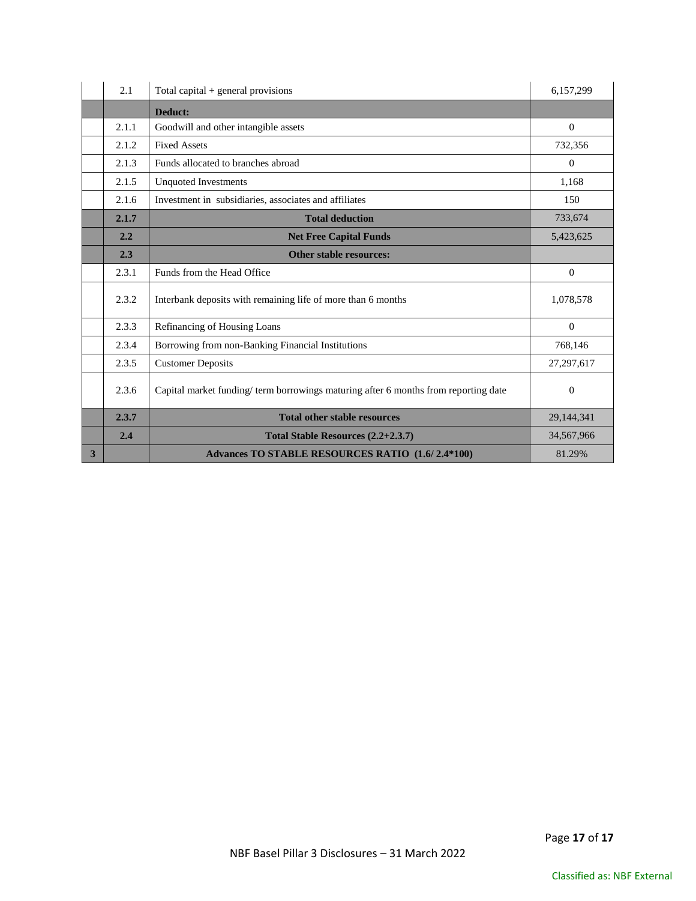| | | | |
|---|---|---|---|
| | 2.1 | Total capital + general provisions | 6,157,299 |
| | | **Deduct:** | |
| | 2.1.1 | Goodwill and other intangible assets | 0 |
| | 2.1.2 | Fixed Assets | 732,356 |
| | 2.1.3 | Funds allocated to branches abroad | 0 |
| | 2.1.5 | Unquoted Investments | 1,168 |
| | 2.1.6 | Investment in subsidiaries, associates and affiliates | 150 |
| | **2.1.7** | **Total deduction** | 733,674 |
| | **2.2** | **Net Free Capital Funds** | 5,423,625 |
| | **2.3** | **Other stable resources:** | |
| | 2.3.1 | Funds from the Head Office | 0 |
| | 2.3.2 | Interbank deposits with remaining life of more than 6 months | 1,078,578 |
| | 2.3.3 | Refinancing of Housing Loans | 0 |
| | 2.3.4 | Borrowing from non-Banking Financial Institutions | 768,146 |
| | 2.3.5 | Customer Deposits | 27,297,617 |
| | 2.3.6 | Capital market funding/ term borrowings maturing after 6 months from reporting date | 0 |
| | **2.3.7** | **Total other stable resources** | 29,144,341 |
| | **2.4** | **Total Stable Resources (2.2+2.3.7)** | 34,567,966 |
| **3** | | **Advances TO STABLE RESOURCES RATIO (1.6/ 2.4*100)** | 81.29% |

Classified as: NBF External